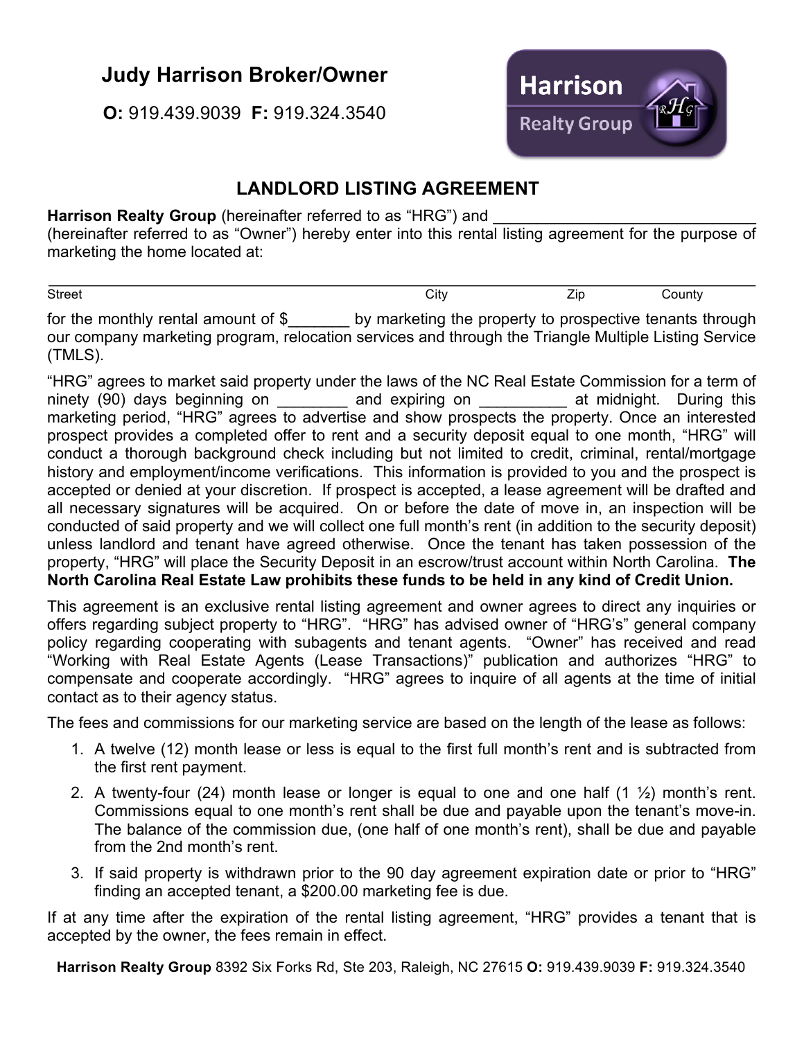**Judy Harrison Broker/Owner**

**O:** 919.439.9039 **F:** 919.324.3540

Harrison Realty Group

# LANDLORD LISTING AGREEMENT

**Harrison Realty Group** (hereinafter referred to as "HRG") and ______________________________ (hereinafter referred to as "Owner") hereby enter into this rental listing agreement for the purpose of marketing the home located at:

________________________________________________________________________________
Street City Zip County

for the monthly rental amount of $_______ by marketing the property to prospective tenants through our company marketing program, relocation services and through the Triangle Multiple Listing Service (TMLS).

"HRG" agrees to market said property under the laws of the NC Real Estate Commission for a term of ninety (90) days beginning on ________ and expiring on __________ at midnight. During this marketing period, "HRG" agrees to advertise and show prospects the property. Once an interested prospect provides a completed offer to rent and a security deposit equal to one month, "HRG" will conduct a thorough background check including but not limited to credit, criminal, rental/mortgage history and employment/income verifications. This information is provided to you and the prospect is accepted or denied at your discretion. If prospect is accepted, a lease agreement will be drafted and all necessary signatures will be acquired. On or before the date of move in, an inspection will be conducted of said property and we will collect one full month's rent (in addition to the security deposit) unless landlord and tenant have agreed otherwise. Once the tenant has taken possession of the property, "HRG" will place the Security Deposit in an escrow/trust account within North Carolina. **The North Carolina Real Estate Law prohibits these funds to be held in any kind of Credit Union.**

This agreement is an exclusive rental listing agreement and owner agrees to direct any inquiries or offers regarding subject property to "HRG". "HRG" has advised owner of "HRG's" general company policy regarding cooperating with subagents and tenant agents. "Owner" has received and read "Working with Real Estate Agents (Lease Transactions)" publication and authorizes "HRG" to compensate and cooperate accordingly. "HRG" agrees to inquire of all agents at the time of initial contact as to their agency status.

The fees and commissions for our marketing service are based on the length of the lease as follows:

1. A twelve (12) month lease or less is equal to the first full month's rent and is subtracted from the first rent payment.
2. A twenty-four (24) month lease or longer is equal to one and one half (1 ½) month's rent. Commissions equal to one month's rent shall be due and payable upon the tenant's move-in. The balance of the commission due, (one half of one month's rent), shall be due and payable from the 2nd month's rent.
3. If said property is withdrawn prior to the 90 day agreement expiration date or prior to "HRG" finding an accepted tenant, a $200.00 marketing fee is due.

If at any time after the expiration of the rental listing agreement, "HRG" provides a tenant that is accepted by the owner, the fees remain in effect.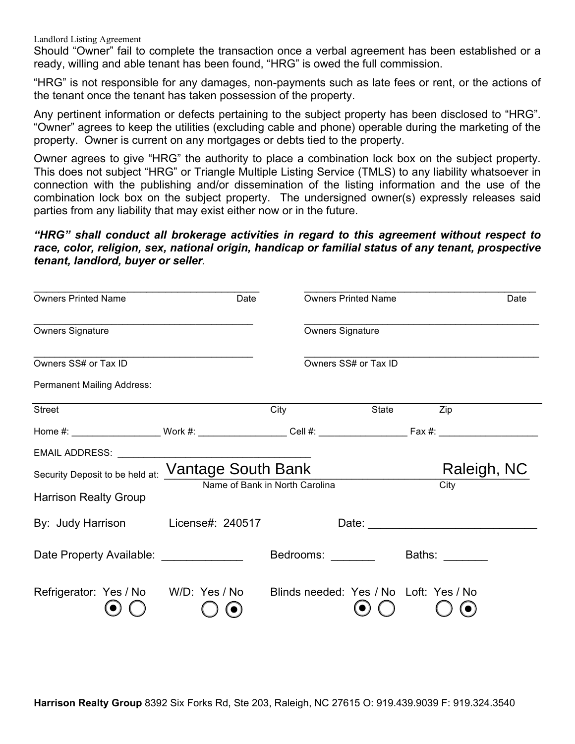Should “Owner” fail to complete the transaction once a verbal agreement has been established or a ready, willing and able tenant has been found, “HRG” is owed the full commission.

“HRG” is not responsible for any damages, non-payments such as late fees or rent, or the actions of the tenant once the tenant has taken possession of the property.

Any pertinent information or defects pertaining to the subject property has been disclosed to “HRG”. “Owner” agrees to keep the utilities (excluding cable and phone) operable during the marketing of the property. Owner is current on any mortgages or debts tied to the property.

Owner agrees to give “HRG” the authority to place a combination lock box on the subject property. This does not subject “HRG” or Triangle Multiple Listing Service (TMLS) to any liability whatsoever in connection with the publishing and/or dissemination of the listing information and the use of the combination lock box on the subject property. The undersigned owner(s) expressly releases said parties from any liability that may exist either now or in the future.

***“HRG” shall conduct all brokerage activities in regard to this agreement without respect to race, color, religion, sex, national origin, handicap or familial status of any tenant, prospective tenant, landlord, buyer or seller.***

______________________________ Owners Printed Name Date

______________________________ Owners Printed Name Date

______________________________ Owners Signature

______________________________ Owners Signature

______________________________ Owners SS# or Tax ID

______________________________ Owners SS# or Tax ID

Permanent Mailing Address:

Street City State Zip

Home #: ______________ Work #: ______________ Cell #: ______________ Fax #: ______________

EMAIL ADDRESS: ______________________________

Security Deposit to be held at: Vantage South Bank (Name of Bank in North Carolina) Raleigh, NC (City)

Harrison Realty Group

By: Judy Harrison License#: 240517 Date: ______________________

Date Property Available: ____________ Bedrooms: _______ Baths: _______

Refrigerator: Yes / No — Yes (selected)

W/D: Yes / No — No (selected)

Blinds needed: Yes / No — Yes (selected)

Loft: Yes / No — No (selected)

**Harrison Realty Group** 8392 Six Forks Rd, Ste 203, Raleigh, NC 27615 O: 919.439.9039 F: 919.324.3540